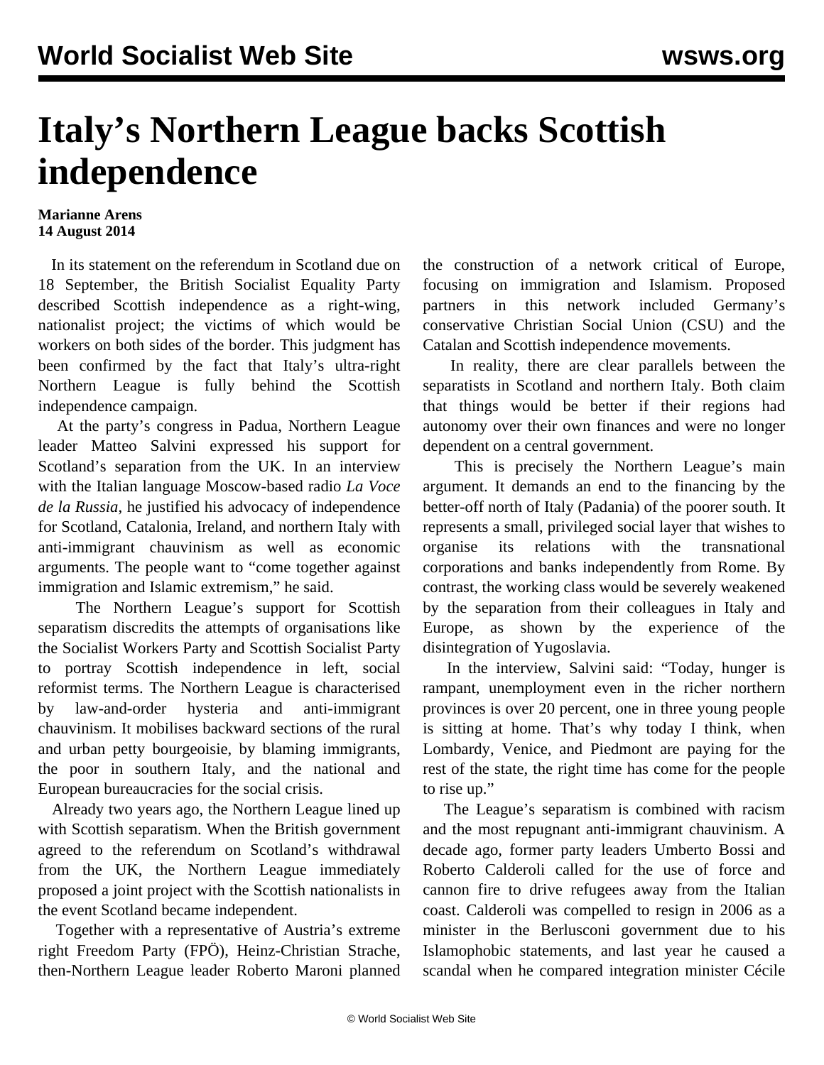# Italy's Northern League backs Scottish independence

**Marianne Arens**
**14 August 2014**

In its statement on the referendum in Scotland due on 18 September, the British Socialist Equality Party described Scottish independence as a right-wing, nationalist project; the victims of which would be workers on both sides of the border. This judgment has been confirmed by the fact that Italy's ultra-right Northern League is fully behind the Scottish independence campaign.

At the party's congress in Padua, Northern League leader Matteo Salvini expressed his support for Scotland's separation from the UK. In an interview with the Italian language Moscow-based radio *La Voce de la Russia*, he justified his advocacy of independence for Scotland, Catalonia, Ireland, and northern Italy with anti-immigrant chauvinism as well as economic arguments. The people want to "come together against immigration and Islamic extremism," he said.

The Northern League's support for Scottish separatism discredits the attempts of organisations like the Socialist Workers Party and Scottish Socialist Party to portray Scottish independence in left, social reformist terms. The Northern League is characterised by law-and-order hysteria and anti-immigrant chauvinism. It mobilises backward sections of the rural and urban petty bourgeoisie, by blaming immigrants, the poor in southern Italy, and the national and European bureaucracies for the social crisis.

Already two years ago, the Northern League lined up with Scottish separatism. When the British government agreed to the referendum on Scotland's withdrawal from the UK, the Northern League immediately proposed a joint project with the Scottish nationalists in the event Scotland became independent.

Together with a representative of Austria's extreme right Freedom Party (FPÖ), Heinz-Christian Strache, then-Northern League leader Roberto Maroni planned the construction of a network critical of Europe, focusing on immigration and Islamism. Proposed partners in this network included Germany's conservative Christian Social Union (CSU) and the Catalan and Scottish independence movements.

In reality, there are clear parallels between the separatists in Scotland and northern Italy. Both claim that things would be better if their regions had autonomy over their own finances and were no longer dependent on a central government.

This is precisely the Northern League's main argument. It demands an end to the financing by the better-off north of Italy (Padania) of the poorer south. It represents a small, privileged social layer that wishes to organise its relations with the transnational corporations and banks independently from Rome. By contrast, the working class would be severely weakened by the separation from their colleagues in Italy and Europe, as shown by the experience of the disintegration of Yugoslavia.

In the interview, Salvini said: "Today, hunger is rampant, unemployment even in the richer northern provinces is over 20 percent, one in three young people is sitting at home. That's why today I think, when Lombardy, Venice, and Piedmont are paying for the rest of the state, the right time has come for the people to rise up."

The League's separatism is combined with racism and the most repugnant anti-immigrant chauvinism. A decade ago, former party leaders Umberto Bossi and Roberto Calderoli called for the use of force and cannon fire to drive refugees away from the Italian coast. Calderoli was compelled to resign in 2006 as a minister in the Berlusconi government due to his Islamophobic statements, and last year he caused a scandal when he compared integration minister Cécile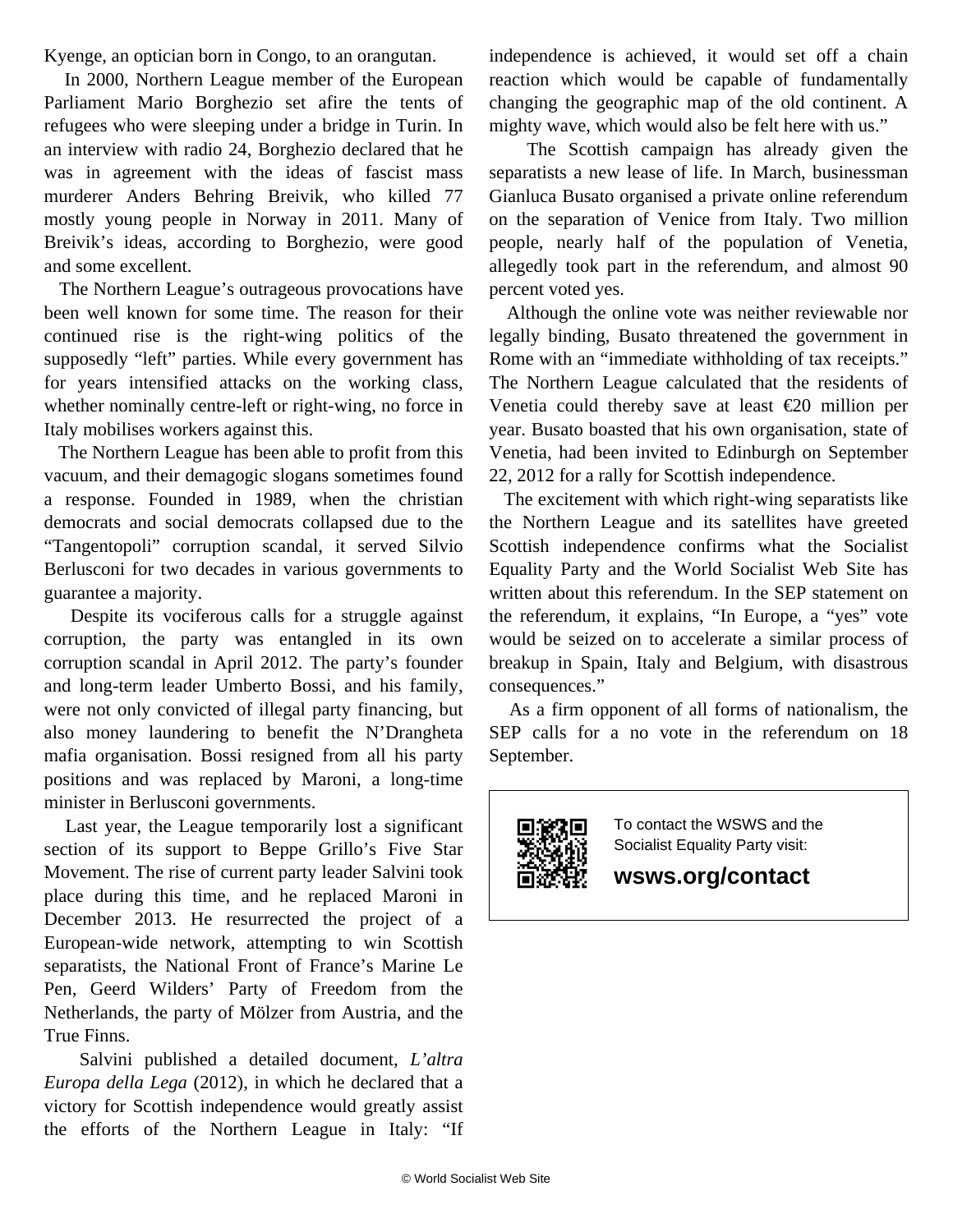Kyenge, an optician born in Congo, to an orangutan.

In 2000, Northern League member of the European Parliament Mario Borghezio set afire the tents of refugees who were sleeping under a bridge in Turin. In an interview with radio 24, Borghezio declared that he was in agreement with the ideas of fascist mass murderer Anders Behring Breivik, who killed 77 mostly young people in Norway in 2011. Many of Breivik's ideas, according to Borghezio, were good and some excellent.

The Northern League's outrageous provocations have been well known for some time. The reason for their continued rise is the right-wing politics of the supposedly "left" parties. While every government has for years intensified attacks on the working class, whether nominally centre-left or right-wing, no force in Italy mobilises workers against this.

The Northern League has been able to profit from this vacuum, and their demagogic slogans sometimes found a response. Founded in 1989, when the christian democrats and social democrats collapsed due to the "Tangentopoli" corruption scandal, it served Silvio Berlusconi for two decades in various governments to guarantee a majority.

Despite its vociferous calls for a struggle against corruption, the party was entangled in its own corruption scandal in April 2012. The party's founder and long-term leader Umberto Bossi, and his family, were not only convicted of illegal party financing, but also money laundering to benefit the N'Drangheta mafia organisation. Bossi resigned from all his party positions and was replaced by Maroni, a long-time minister in Berlusconi governments.

Last year, the League temporarily lost a significant section of its support to Beppe Grillo's Five Star Movement. The rise of current party leader Salvini took place during this time, and he replaced Maroni in December 2013. He resurrected the project of a European-wide network, attempting to win Scottish separatists, the National Front of France's Marine Le Pen, Geerd Wilders' Party of Freedom from the Netherlands, the party of Mölzer from Austria, and the True Finns.

Salvini published a detailed document, *L'altra Europa della Lega* (2012), in which he declared that a victory for Scottish independence would greatly assist the efforts of the Northern League in Italy: "If independence is achieved, it would set off a chain reaction which would be capable of fundamentally changing the geographic map of the old continent. A mighty wave, which would also be felt here with us."

The Scottish campaign has already given the separatists a new lease of life. In March, businessman Gianluca Busato organised a private online referendum on the separation of Venice from Italy. Two million people, nearly half of the population of Venetia, allegedly took part in the referendum, and almost 90 percent voted yes.

Although the online vote was neither reviewable nor legally binding, Busato threatened the government in Rome with an "immediate withholding of tax receipts." The Northern League calculated that the residents of Venetia could thereby save at least €20 million per year. Busato boasted that his own organisation, state of Venetia, had been invited to Edinburgh on September 22, 2012 for a rally for Scottish independence.

The excitement with which right-wing separatists like the Northern League and its satellites have greeted Scottish independence confirms what the Socialist Equality Party and the World Socialist Web Site has written about this referendum. In the SEP statement on the referendum, it explains, "In Europe, a "yes" vote would be seized on to accelerate a similar process of breakup in Spain, Italy and Belgium, with disastrous consequences."

As a firm opponent of all forms of nationalism, the SEP calls for a no vote in the referendum on 18 September.

To contact the WSWS and the Socialist Equality Party visit:

**wsws.org/contact**